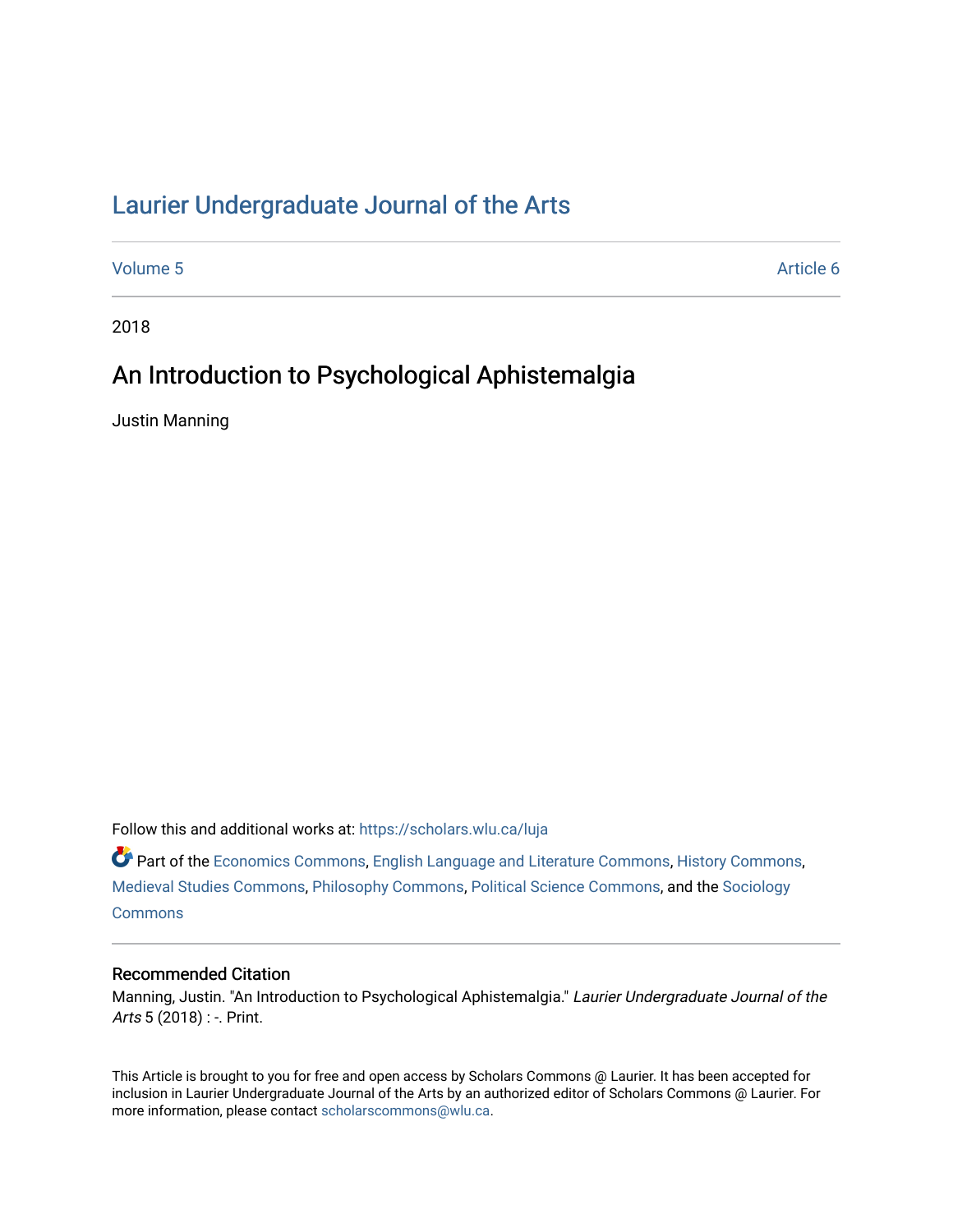# Laurier Undergraduate Journal of the Arts

Volume 5 Article 6

2018

## An Introduction to Psychological Aphistemalgia

Justin Manning

Follow this and additional works at: https://scholars.wlu.ca/luja

Part of the Economics Commons, English Language and Literature Commons, History Commons, Medieval Studies Commons, Philosophy Commons, Political Science Commons, and the Sociology Commons

### Recommended Citation

Manning, Justin. "An Introduction to Psychological Aphistemalgia." *Laurier Undergraduate Journal of the Arts* 5 (2018) : -. Print.

This Article is brought to you for free and open access by Scholars Commons @ Laurier. It has been accepted for inclusion in Laurier Undergraduate Journal of the Arts by an authorized editor of Scholars Commons @ Laurier. For more information, please contact scholarscommons@wlu.ca.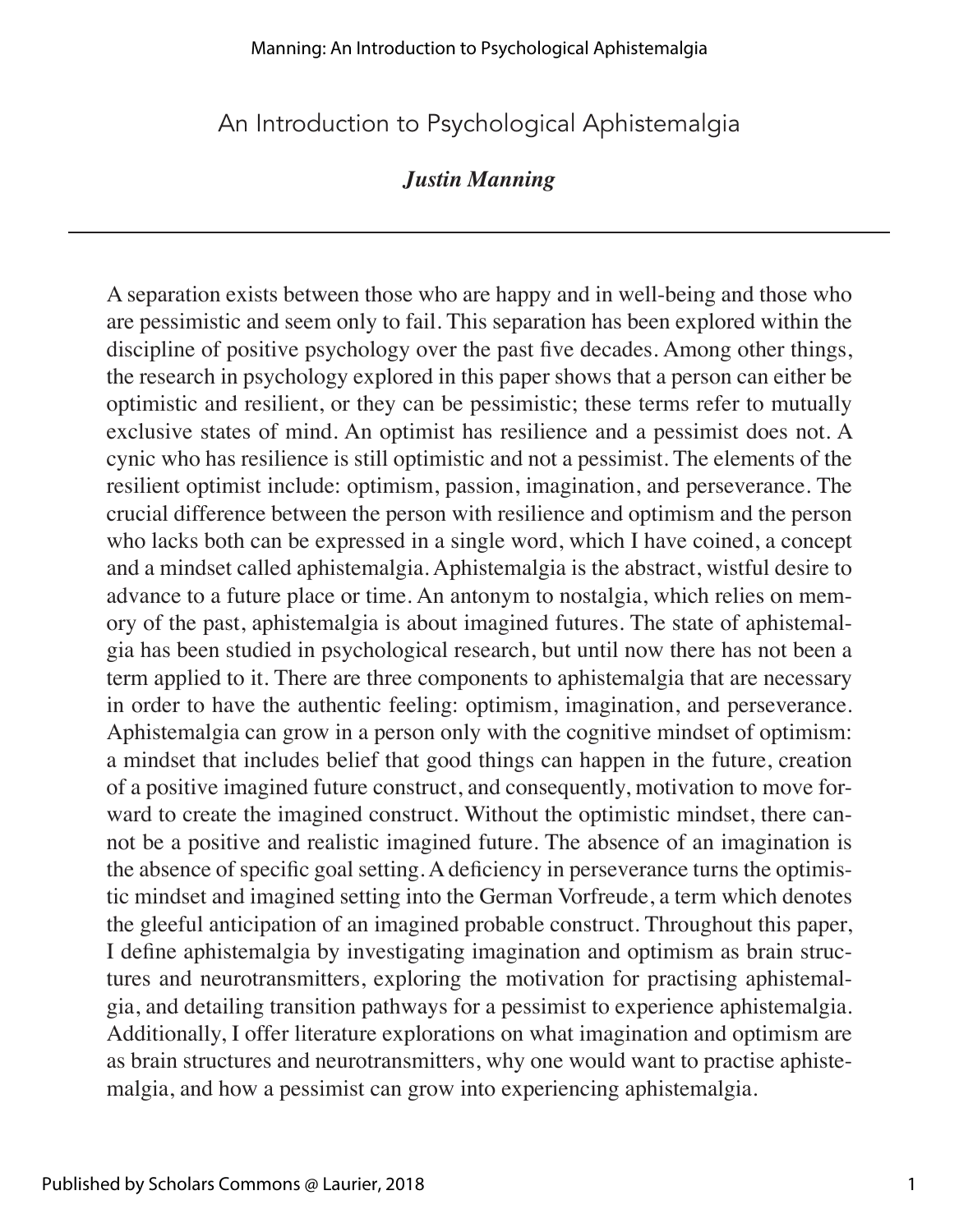# An Introduction to Psychological Aphistemalgia

***Justin Manning***

A separation exists between those who are happy and in well-being and those who are pessimistic and seem only to fail. This separation has been explored within the discipline of positive psychology over the past five decades. Among other things, the research in psychology explored in this paper shows that a person can either be optimistic and resilient, or they can be pessimistic; these terms refer to mutually exclusive states of mind. An optimist has resilience and a pessimist does not. A cynic who has resilience is still optimistic and not a pessimist. The elements of the resilient optimist include: optimism, passion, imagination, and perseverance. The crucial difference between the person with resilience and optimism and the person who lacks both can be expressed in a single word, which I have coined, a concept and a mindset called aphistemalgia. Aphistemalgia is the abstract, wistful desire to advance to a future place or time. An antonym to nostalgia, which relies on memory of the past, aphistemalgia is about imagined futures. The state of aphistemalgia has been studied in psychological research, but until now there has not been a term applied to it. There are three components to aphistemalgia that are necessary in order to have the authentic feeling: optimism, imagination, and perseverance. Aphistemalgia can grow in a person only with the cognitive mindset of optimism: a mindset that includes belief that good things can happen in the future, creation of a positive imagined future construct, and consequently, motivation to move forward to create the imagined construct. Without the optimistic mindset, there cannot be a positive and realistic imagined future. The absence of an imagination is the absence of specific goal setting. A deficiency in perseverance turns the optimistic mindset and imagined setting into the German Vorfreude, a term which denotes the gleeful anticipation of an imagined probable construct. Throughout this paper, I define aphistemalgia by investigating imagination and optimism as brain structures and neurotransmitters, exploring the motivation for practising aphistemalgia, and detailing transition pathways for a pessimist to experience aphistemalgia. Additionally, I offer literature explorations on what imagination and optimism are as brain structures and neurotransmitters, why one would want to practise aphistemalgia, and how a pessimist can grow into experiencing aphistemalgia.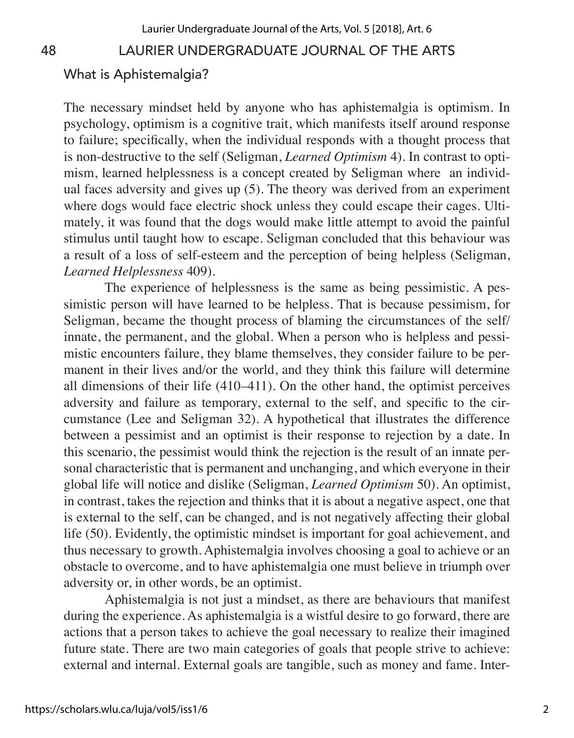## What is Aphistemalgia?

The necessary mindset held by anyone who has aphistemalgia is optimism. In psychology, optimism is a cognitive trait, which manifests itself around response to failure; specifically, when the individual responds with a thought process that is non-destructive to the self (Seligman, *Learned Optimism* 4). In contrast to optimism, learned helplessness is a concept created by Seligman where an individual faces adversity and gives up (5). The theory was derived from an experiment where dogs would face electric shock unless they could escape their cages. Ultimately, it was found that the dogs would make little attempt to avoid the painful stimulus until taught how to escape. Seligman concluded that this behaviour was a result of a loss of self-esteem and the perception of being helpless (Seligman, *Learned Helplessness* 409).

The experience of helplessness is the same as being pessimistic. A pessimistic person will have learned to be helpless. That is because pessimism, for Seligman, became the thought process of blaming the circumstances of the self/innate, the permanent, and the global. When a person who is helpless and pessimistic encounters failure, they blame themselves, they consider failure to be permanent in their lives and/or the world, and they think this failure will determine all dimensions of their life (410–411). On the other hand, the optimist perceives adversity and failure as temporary, external to the self, and specific to the circumstance (Lee and Seligman 32). A hypothetical that illustrates the difference between a pessimist and an optimist is their response to rejection by a date. In this scenario, the pessimist would think the rejection is the result of an innate personal characteristic that is permanent and unchanging, and which everyone in their global life will notice and dislike (Seligman, *Learned Optimism* 50). An optimist, in contrast, takes the rejection and thinks that it is about a negative aspect, one that is external to the self, can be changed, and is not negatively affecting their global life (50). Evidently, the optimistic mindset is important for goal achievement, and thus necessary to growth. Aphistemalgia involves choosing a goal to achieve or an obstacle to overcome, and to have aphistemalgia one must believe in triumph over adversity or, in other words, be an optimist.

Aphistemalgia is not just a mindset, as there are behaviours that manifest during the experience. As aphistemalgia is a wistful desire to go forward, there are actions that a person takes to achieve the goal necessary to realize their imagined future state. There are two main categories of goals that people strive to achieve: external and internal. External goals are tangible, such as money and fame. Inter-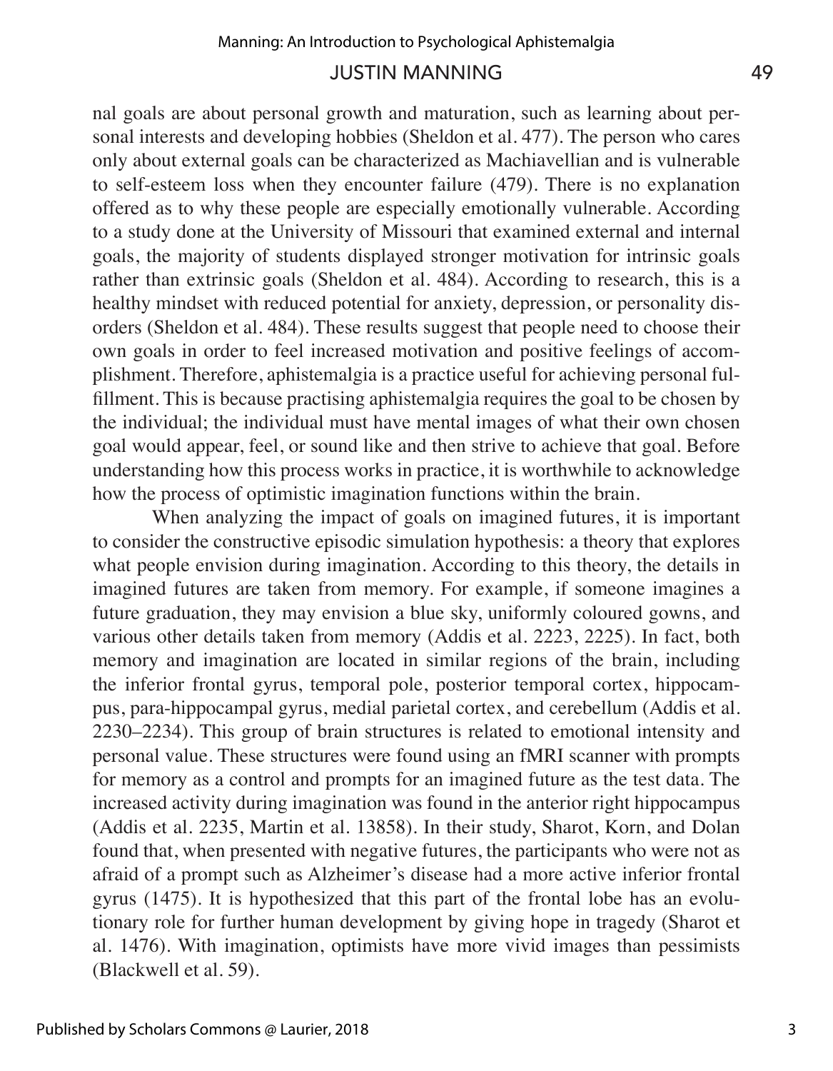nal goals are about personal growth and maturation, such as learning about personal interests and developing hobbies (Sheldon et al. 477). The person who cares only about external goals can be characterized as Machiavellian and is vulnerable to self-esteem loss when they encounter failure (479). There is no explanation offered as to why these people are especially emotionally vulnerable. According to a study done at the University of Missouri that examined external and internal goals, the majority of students displayed stronger motivation for intrinsic goals rather than extrinsic goals (Sheldon et al. 484). According to research, this is a healthy mindset with reduced potential for anxiety, depression, or personality disorders (Sheldon et al. 484). These results suggest that people need to choose their own goals in order to feel increased motivation and positive feelings of accomplishment. Therefore, aphistemalgia is a practice useful for achieving personal fulfillment. This is because practising aphistemalgia requires the goal to be chosen by the individual; the individual must have mental images of what their own chosen goal would appear, feel, or sound like and then strive to achieve that goal. Before understanding how this process works in practice, it is worthwhile to acknowledge how the process of optimistic imagination functions within the brain.

When analyzing the impact of goals on imagined futures, it is important to consider the constructive episodic simulation hypothesis: a theory that explores what people envision during imagination. According to this theory, the details in imagined futures are taken from memory. For example, if someone imagines a future graduation, they may envision a blue sky, uniformly coloured gowns, and various other details taken from memory (Addis et al. 2223, 2225). In fact, both memory and imagination are located in similar regions of the brain, including the inferior frontal gyrus, temporal pole, posterior temporal cortex, hippocampus, para-hippocampal gyrus, medial parietal cortex, and cerebellum (Addis et al. 2230–2234). This group of brain structures is related to emotional intensity and personal value. These structures were found using an fMRI scanner with prompts for memory as a control and prompts for an imagined future as the test data. The increased activity during imagination was found in the anterior right hippocampus (Addis et al. 2235, Martin et al. 13858). In their study, Sharot, Korn, and Dolan found that, when presented with negative futures, the participants who were not as afraid of a prompt such as Alzheimer's disease had a more active inferior frontal gyrus (1475). It is hypothesized that this part of the frontal lobe has an evolutionary role for further human development by giving hope in tragedy (Sharot et al. 1476). With imagination, optimists have more vivid images than pessimists (Blackwell et al. 59).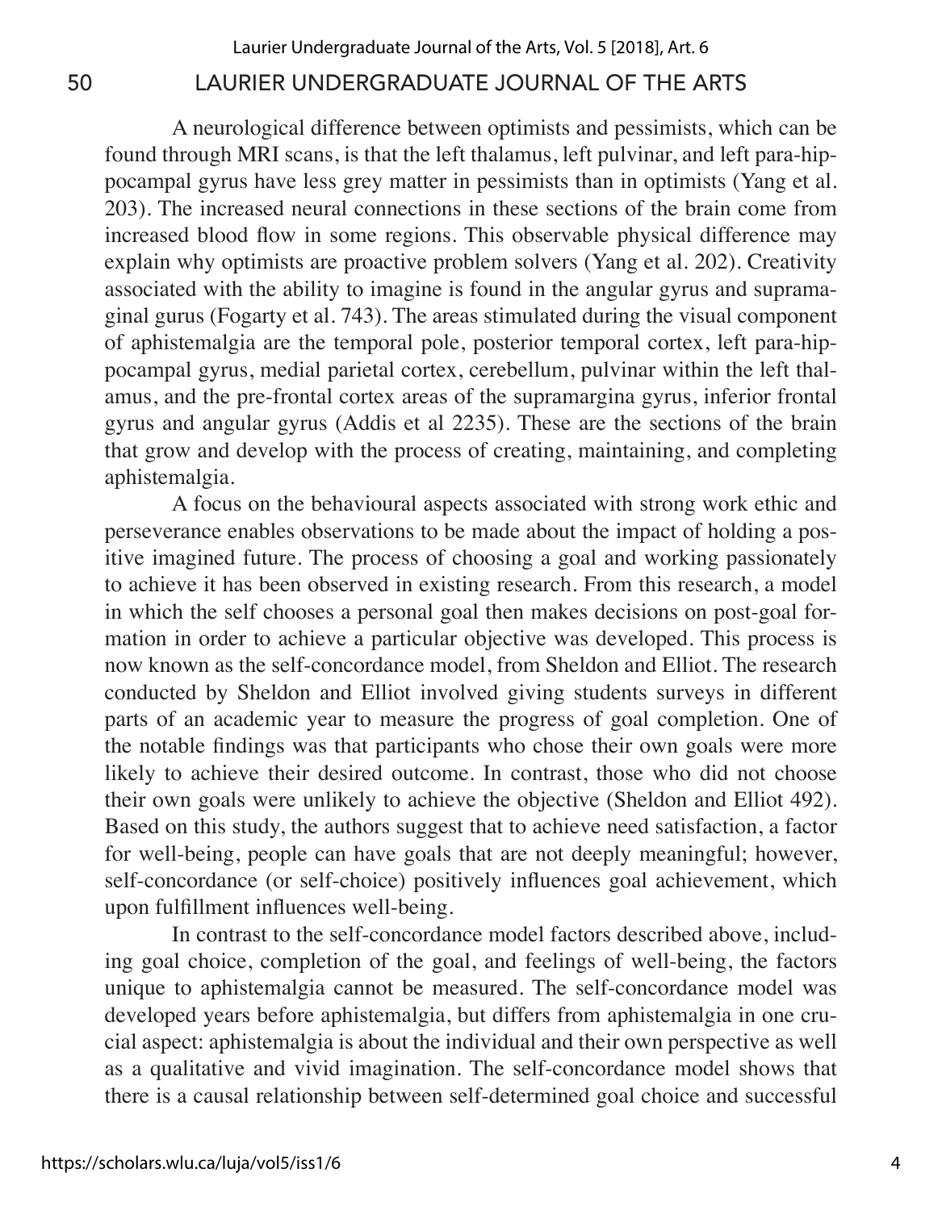A neurological difference between optimists and pessimists, which can be found through MRI scans, is that the left thalamus, left pulvinar, and left para-hippocampal gyrus have less grey matter in pessimists than in optimists (Yang et al. 203). The increased neural connections in these sections of the brain come from increased blood flow in some regions. This observable physical difference may explain why optimists are proactive problem solvers (Yang et al. 202). Creativity associated with the ability to imagine is found in the angular gyrus and supramaginal gurus (Fogarty et al. 743). The areas stimulated during the visual component of aphistemalgia are the temporal pole, posterior temporal cortex, left para-hippocampal gyrus, medial parietal cortex, cerebellum, pulvinar within the left thalamus, and the pre-frontal cortex areas of the supramargina gyrus, inferior frontal gyrus and angular gyrus (Addis et al 2235). These are the sections of the brain that grow and develop with the process of creating, maintaining, and completing aphistemalgia.

A focus on the behavioural aspects associated with strong work ethic and perseverance enables observations to be made about the impact of holding a positive imagined future. The process of choosing a goal and working passionately to achieve it has been observed in existing research. From this research, a model in which the self chooses a personal goal then makes decisions on post-goal formation in order to achieve a particular objective was developed. This process is now known as the self-concordance model, from Sheldon and Elliot. The research conducted by Sheldon and Elliot involved giving students surveys in different parts of an academic year to measure the progress of goal completion. One of the notable findings was that participants who chose their own goals were more likely to achieve their desired outcome. In contrast, those who did not choose their own goals were unlikely to achieve the objective (Sheldon and Elliot 492). Based on this study, the authors suggest that to achieve need satisfaction, a factor for well-being, people can have goals that are not deeply meaningful; however, self-concordance (or self-choice) positively influences goal achievement, which upon fulfillment influences well-being.

In contrast to the self-concordance model factors described above, including goal choice, completion of the goal, and feelings of well-being, the factors unique to aphistemalgia cannot be measured. The self-concordance model was developed years before aphistemalgia, but differs from aphistemalgia in one crucial aspect: aphistemalgia is about the individual and their own perspective as well as a qualitative and vivid imagination. The self-concordance model shows that there is a causal relationship between self-determined goal choice and successful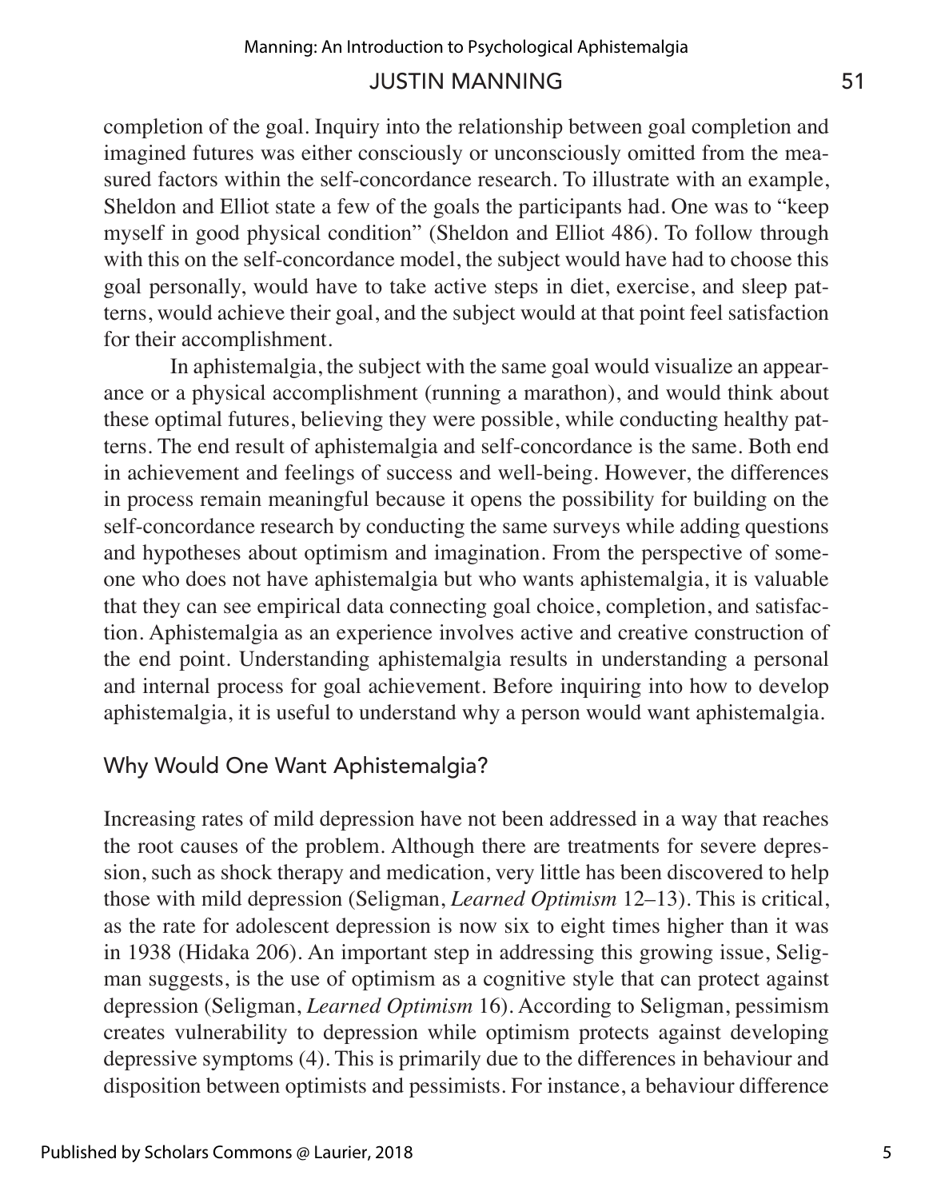completion of the goal. Inquiry into the relationship between goal completion and imagined futures was either consciously or unconsciously omitted from the measured factors within the self-concordance research. To illustrate with an example, Sheldon and Elliot state a few of the goals the participants had. One was to "keep myself in good physical condition" (Sheldon and Elliot 486). To follow through with this on the self-concordance model, the subject would have had to choose this goal personally, would have to take active steps in diet, exercise, and sleep patterns, would achieve their goal, and the subject would at that point feel satisfaction for their accomplishment.

In aphistemalgia, the subject with the same goal would visualize an appearance or a physical accomplishment (running a marathon), and would think about these optimal futures, believing they were possible, while conducting healthy patterns. The end result of aphistemalgia and self-concordance is the same. Both end in achievement and feelings of success and well-being. However, the differences in process remain meaningful because it opens the possibility for building on the self-concordance research by conducting the same surveys while adding questions and hypotheses about optimism and imagination. From the perspective of someone who does not have aphistemalgia but who wants aphistemalgia, it is valuable that they can see empirical data connecting goal choice, completion, and satisfaction. Aphistemalgia as an experience involves active and creative construction of the end point. Understanding aphistemalgia results in understanding a personal and internal process for goal achievement. Before inquiring into how to develop aphistemalgia, it is useful to understand why a person would want aphistemalgia.

## Why Would One Want Aphistemalgia?

Increasing rates of mild depression have not been addressed in a way that reaches the root causes of the problem. Although there are treatments for severe depression, such as shock therapy and medication, very little has been discovered to help those with mild depression (Seligman, *Learned Optimism* 12–13). This is critical, as the rate for adolescent depression is now six to eight times higher than it was in 1938 (Hidaka 206). An important step in addressing this growing issue, Seligman suggests, is the use of optimism as a cognitive style that can protect against depression (Seligman, *Learned Optimism* 16). According to Seligman, pessimism creates vulnerability to depression while optimism protects against developing depressive symptoms (4). This is primarily due to the differences in behaviour and disposition between optimists and pessimists. For instance, a behaviour difference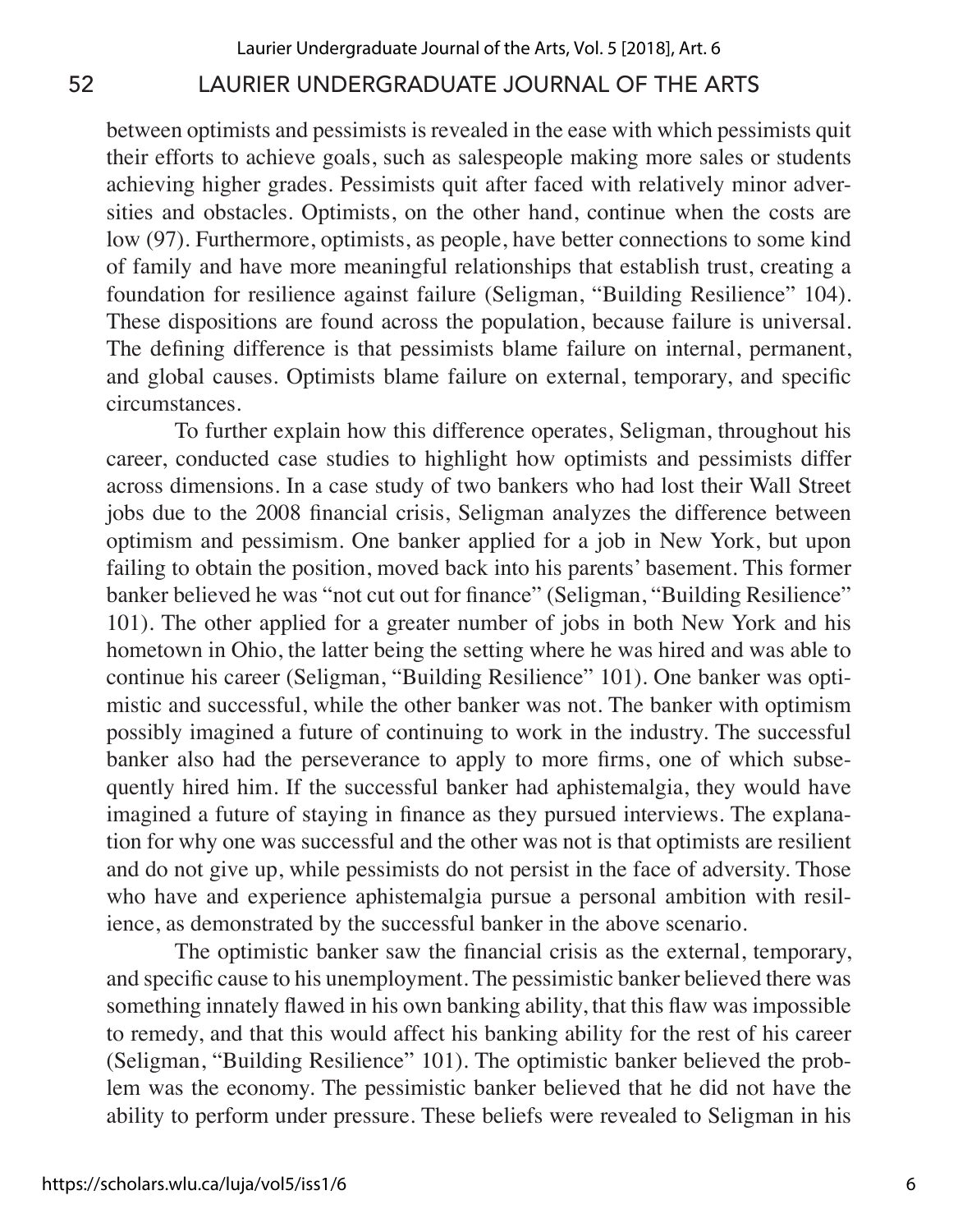between optimists and pessimists is revealed in the ease with which pessimists quit their efforts to achieve goals, such as salespeople making more sales or students achieving higher grades. Pessimists quit after faced with relatively minor adversities and obstacles. Optimists, on the other hand, continue when the costs are low (97). Furthermore, optimists, as people, have better connections to some kind of family and have more meaningful relationships that establish trust, creating a foundation for resilience against failure (Seligman, "Building Resilience" 104). These dispositions are found across the population, because failure is universal. The defining difference is that pessimists blame failure on internal, permanent, and global causes. Optimists blame failure on external, temporary, and specific circumstances.

To further explain how this difference operates, Seligman, throughout his career, conducted case studies to highlight how optimists and pessimists differ across dimensions. In a case study of two bankers who had lost their Wall Street jobs due to the 2008 financial crisis, Seligman analyzes the difference between optimism and pessimism. One banker applied for a job in New York, but upon failing to obtain the position, moved back into his parents' basement. This former banker believed he was "not cut out for finance" (Seligman, "Building Resilience" 101). The other applied for a greater number of jobs in both New York and his hometown in Ohio, the latter being the setting where he was hired and was able to continue his career (Seligman, "Building Resilience" 101). One banker was optimistic and successful, while the other banker was not. The banker with optimism possibly imagined a future of continuing to work in the industry. The successful banker also had the perseverance to apply to more firms, one of which subsequently hired him. If the successful banker had aphistemalgia, they would have imagined a future of staying in finance as they pursued interviews. The explanation for why one was successful and the other was not is that optimists are resilient and do not give up, while pessimists do not persist in the face of adversity. Those who have and experience aphistemalgia pursue a personal ambition with resilience, as demonstrated by the successful banker in the above scenario.

The optimistic banker saw the financial crisis as the external, temporary, and specific cause to his unemployment. The pessimistic banker believed there was something innately flawed in his own banking ability, that this flaw was impossible to remedy, and that this would affect his banking ability for the rest of his career (Seligman, "Building Resilience" 101). The optimistic banker believed the problem was the economy. The pessimistic banker believed that he did not have the ability to perform under pressure. These beliefs were revealed to Seligman in his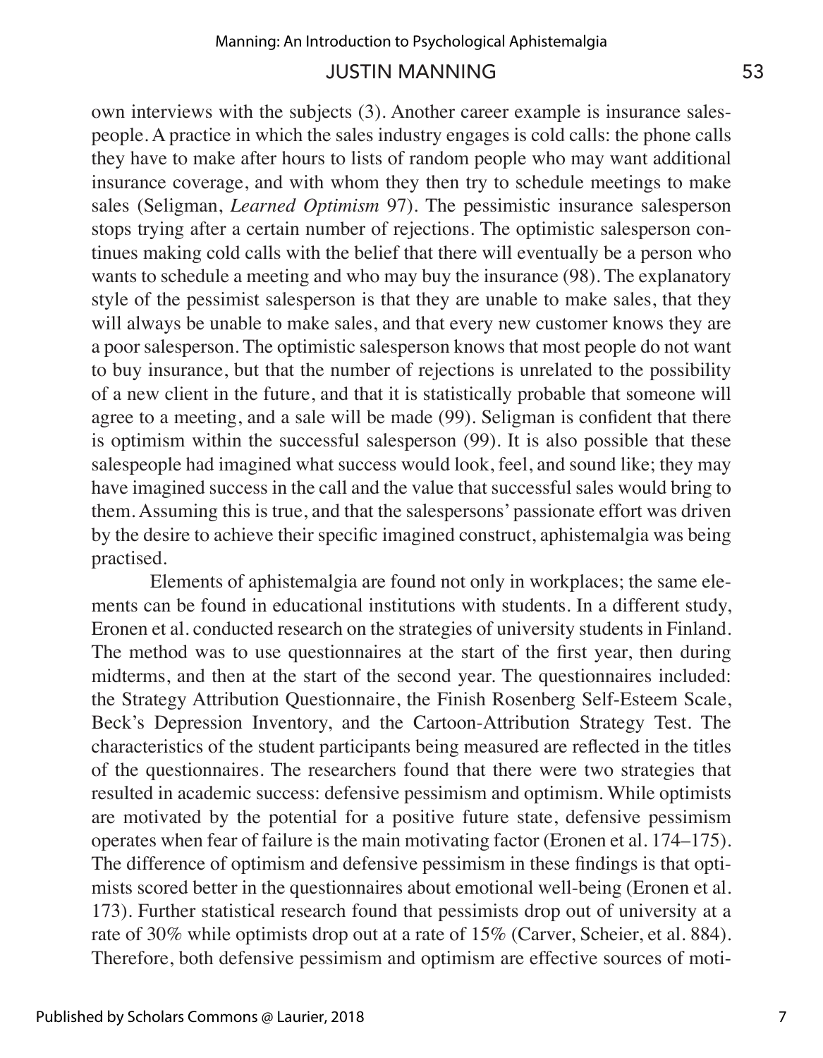own interviews with the subjects (3). Another career example is insurance salespeople. A practice in which the sales industry engages is cold calls: the phone calls they have to make after hours to lists of random people who may want additional insurance coverage, and with whom they then try to schedule meetings to make sales (Seligman, *Learned Optimism* 97). The pessimistic insurance salesperson stops trying after a certain number of rejections. The optimistic salesperson continues making cold calls with the belief that there will eventually be a person who wants to schedule a meeting and who may buy the insurance (98). The explanatory style of the pessimist salesperson is that they are unable to make sales, that they will always be unable to make sales, and that every new customer knows they are a poor salesperson. The optimistic salesperson knows that most people do not want to buy insurance, but that the number of rejections is unrelated to the possibility of a new client in the future, and that it is statistically probable that someone will agree to a meeting, and a sale will be made (99). Seligman is confident that there is optimism within the successful salesperson (99). It is also possible that these salespeople had imagined what success would look, feel, and sound like; they may have imagined success in the call and the value that successful sales would bring to them. Assuming this is true, and that the salespersons' passionate effort was driven by the desire to achieve their specific imagined construct, aphistemalgia was being practised.

Elements of aphistemalgia are found not only in workplaces; the same elements can be found in educational institutions with students. In a different study, Eronen et al. conducted research on the strategies of university students in Finland. The method was to use questionnaires at the start of the first year, then during midterms, and then at the start of the second year. The questionnaires included: the Strategy Attribution Questionnaire, the Finish Rosenberg Self-Esteem Scale, Beck's Depression Inventory, and the Cartoon-Attribution Strategy Test. The characteristics of the student participants being measured are reflected in the titles of the questionnaires. The researchers found that there were two strategies that resulted in academic success: defensive pessimism and optimism. While optimists are motivated by the potential for a positive future state, defensive pessimism operates when fear of failure is the main motivating factor (Eronen et al. 174–175). The difference of optimism and defensive pessimism in these findings is that optimists scored better in the questionnaires about emotional well-being (Eronen et al. 173). Further statistical research found that pessimists drop out of university at a rate of 30% while optimists drop out at a rate of 15% (Carver, Scheier, et al. 884). Therefore, both defensive pessimism and optimism are effective sources of moti-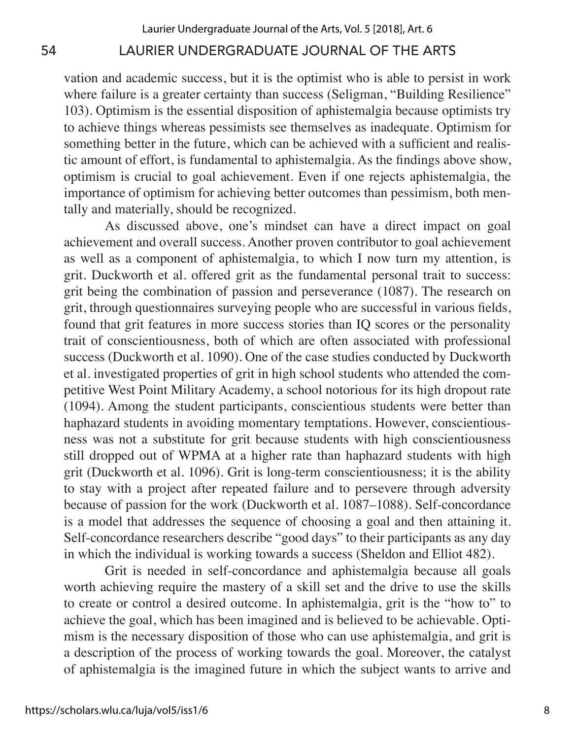vation and academic success, but it is the optimist who is able to persist in work where failure is a greater certainty than success (Seligman, "Building Resilience" 103). Optimism is the essential disposition of aphistemalgia because optimists try to achieve things whereas pessimists see themselves as inadequate. Optimism for something better in the future, which can be achieved with a sufficient and realistic amount of effort, is fundamental to aphistemalgia. As the findings above show, optimism is crucial to goal achievement. Even if one rejects aphistemalgia, the importance of optimism for achieving better outcomes than pessimism, both mentally and materially, should be recognized.

As discussed above, one's mindset can have a direct impact on goal achievement and overall success. Another proven contributor to goal achievement as well as a component of aphistemalgia, to which I now turn my attention, is grit. Duckworth et al. offered grit as the fundamental personal trait to success: grit being the combination of passion and perseverance (1087). The research on grit, through questionnaires surveying people who are successful in various fields, found that grit features in more success stories than IQ scores or the personality trait of conscientiousness, both of which are often associated with professional success (Duckworth et al. 1090). One of the case studies conducted by Duckworth et al. investigated properties of grit in high school students who attended the competitive West Point Military Academy, a school notorious for its high dropout rate (1094). Among the student participants, conscientious students were better than haphazard students in avoiding momentary temptations. However, conscientiousness was not a substitute for grit because students with high conscientiousness still dropped out of WPMA at a higher rate than haphazard students with high grit (Duckworth et al. 1096). Grit is long-term conscientiousness; it is the ability to stay with a project after repeated failure and to persevere through adversity because of passion for the work (Duckworth et al. 1087–1088). Self-concordance is a model that addresses the sequence of choosing a goal and then attaining it. Self-concordance researchers describe "good days" to their participants as any day in which the individual is working towards a success (Sheldon and Elliot 482).

Grit is needed in self-concordance and aphistemalgia because all goals worth achieving require the mastery of a skill set and the drive to use the skills to create or control a desired outcome. In aphistemalgia, grit is the "how to" to achieve the goal, which has been imagined and is believed to be achievable. Optimism is the necessary disposition of those who can use aphistemalgia, and grit is a description of the process of working towards the goal. Moreover, the catalyst of aphistemalgia is the imagined future in which the subject wants to arrive and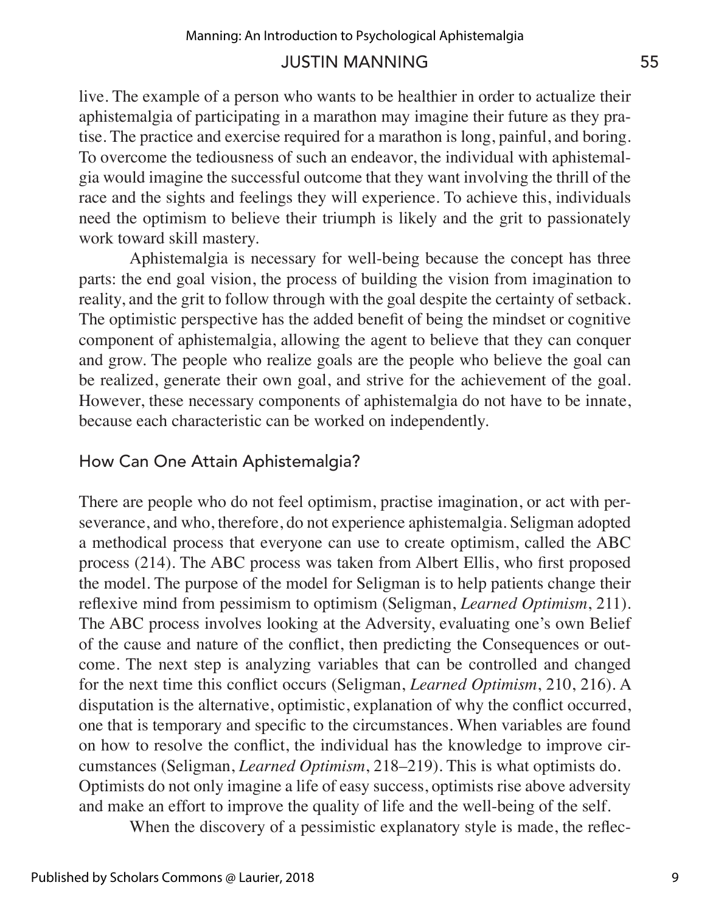live. The example of a person who wants to be healthier in order to actualize their aphistemalgia of participating in a marathon may imagine their future as they pratise. The practice and exercise required for a marathon is long, painful, and boring. To overcome the tediousness of such an endeavor, the individual with aphistemalgia would imagine the successful outcome that they want involving the thrill of the race and the sights and feelings they will experience. To achieve this, individuals need the optimism to believe their triumph is likely and the grit to passionately work toward skill mastery.

Aphistemalgia is necessary for well-being because the concept has three parts: the end goal vision, the process of building the vision from imagination to reality, and the grit to follow through with the goal despite the certainty of setback. The optimistic perspective has the added benefit of being the mindset or cognitive component of aphistemalgia, allowing the agent to believe that they can conquer and grow. The people who realize goals are the people who believe the goal can be realized, generate their own goal, and strive for the achievement of the goal. However, these necessary components of aphistemalgia do not have to be innate, because each characteristic can be worked on independently.

## How Can One Attain Aphistemalgia?

There are people who do not feel optimism, practise imagination, or act with perseverance, and who, therefore, do not experience aphistemalgia. Seligman adopted a methodical process that everyone can use to create optimism, called the ABC process (214). The ABC process was taken from Albert Ellis, who first proposed the model. The purpose of the model for Seligman is to help patients change their reflexive mind from pessimism to optimism (Seligman, *Learned Optimism*, 211). The ABC process involves looking at the Adversity, evaluating one's own Belief of the cause and nature of the conflict, then predicting the Consequences or outcome. The next step is analyzing variables that can be controlled and changed for the next time this conflict occurs (Seligman, *Learned Optimism*, 210, 216). A disputation is the alternative, optimistic, explanation of why the conflict occurred, one that is temporary and specific to the circumstances. When variables are found on how to resolve the conflict, the individual has the knowledge to improve circumstances (Seligman, *Learned Optimism*, 218–219). This is what optimists do. Optimists do not only imagine a life of easy success, optimists rise above adversity and make an effort to improve the quality of life and the well-being of the self.

When the discovery of a pessimistic explanatory style is made, the reflec-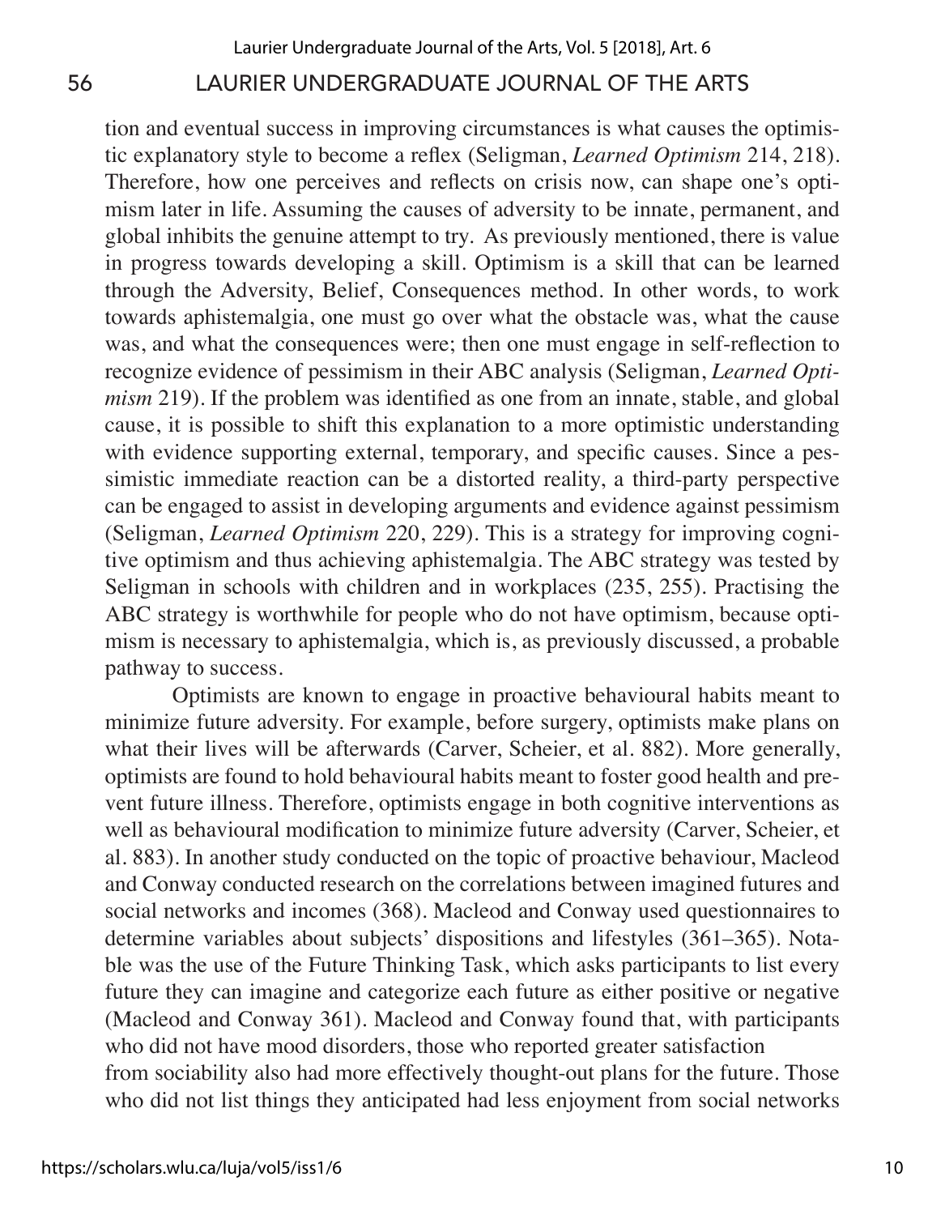tion and eventual success in improving circumstances is what causes the optimistic explanatory style to become a reflex (Seligman, *Learned Optimism* 214, 218). Therefore, how one perceives and reflects on crisis now, can shape one's optimism later in life. Assuming the causes of adversity to be innate, permanent, and global inhibits the genuine attempt to try. As previously mentioned, there is value in progress towards developing a skill. Optimism is a skill that can be learned through the Adversity, Belief, Consequences method. In other words, to work towards aphistemalgia, one must go over what the obstacle was, what the cause was, and what the consequences were; then one must engage in self-reflection to recognize evidence of pessimism in their ABC analysis (Seligman, *Learned Optimism* 219). If the problem was identified as one from an innate, stable, and global cause, it is possible to shift this explanation to a more optimistic understanding with evidence supporting external, temporary, and specific causes. Since a pessimistic immediate reaction can be a distorted reality, a third-party perspective can be engaged to assist in developing arguments and evidence against pessimism (Seligman, *Learned Optimism* 220, 229). This is a strategy for improving cognitive optimism and thus achieving aphistemalgia. The ABC strategy was tested by Seligman in schools with children and in workplaces (235, 255). Practising the ABC strategy is worthwhile for people who do not have optimism, because optimism is necessary to aphistemalgia, which is, as previously discussed, a probable pathway to success.

Optimists are known to engage in proactive behavioural habits meant to minimize future adversity. For example, before surgery, optimists make plans on what their lives will be afterwards (Carver, Scheier, et al. 882). More generally, optimists are found to hold behavioural habits meant to foster good health and prevent future illness. Therefore, optimists engage in both cognitive interventions as well as behavioural modification to minimize future adversity (Carver, Scheier, et al. 883). In another study conducted on the topic of proactive behaviour, Macleod and Conway conducted research on the correlations between imagined futures and social networks and incomes (368). Macleod and Conway used questionnaires to determine variables about subjects' dispositions and lifestyles (361–365). Notable was the use of the Future Thinking Task, which asks participants to list every future they can imagine and categorize each future as either positive or negative (Macleod and Conway 361). Macleod and Conway found that, with participants who did not have mood disorders, those who reported greater satisfaction from sociability also had more effectively thought-out plans for the future. Those who did not list things they anticipated had less enjoyment from social networks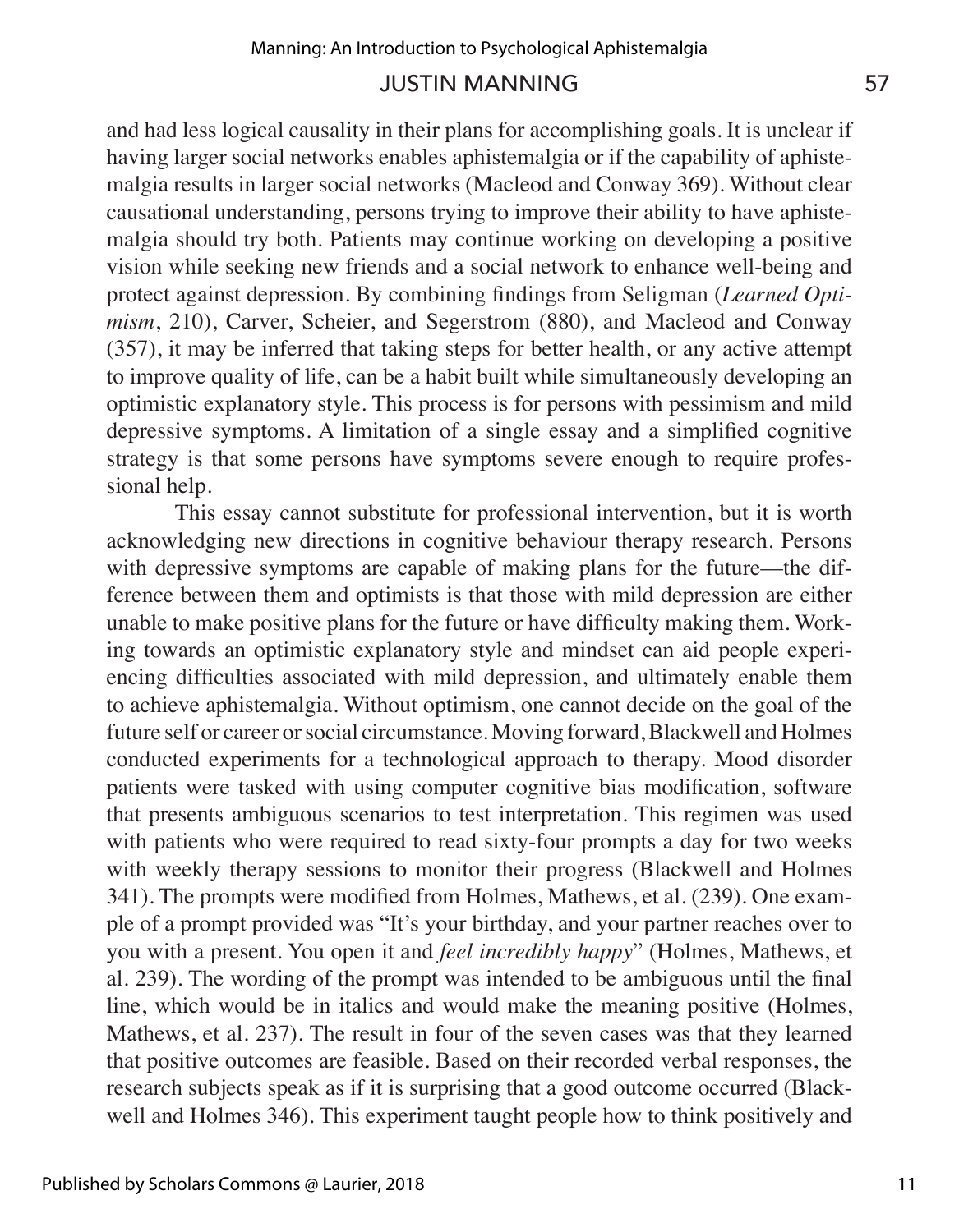and had less logical causality in their plans for accomplishing goals. It is unclear if having larger social networks enables aphistemalgia or if the capability of aphistemalgia results in larger social networks (Macleod and Conway 369). Without clear causational understanding, persons trying to improve their ability to have aphistemalgia should try both. Patients may continue working on developing a positive vision while seeking new friends and a social network to enhance well-being and protect against depression. By combining findings from Seligman (*Learned Optimism*, 210), Carver, Scheier, and Segerstrom (880), and Macleod and Conway (357), it may be inferred that taking steps for better health, or any active attempt to improve quality of life, can be a habit built while simultaneously developing an optimistic explanatory style. This process is for persons with pessimism and mild depressive symptoms. A limitation of a single essay and a simplified cognitive strategy is that some persons have symptoms severe enough to require professional help.

This essay cannot substitute for professional intervention, but it is worth acknowledging new directions in cognitive behaviour therapy research. Persons with depressive symptoms are capable of making plans for the future—the difference between them and optimists is that those with mild depression are either unable to make positive plans for the future or have difficulty making them. Working towards an optimistic explanatory style and mindset can aid people experiencing difficulties associated with mild depression, and ultimately enable them to achieve aphistemalgia. Without optimism, one cannot decide on the goal of the future self or career or social circumstance. Moving forward, Blackwell and Holmes conducted experiments for a technological approach to therapy. Mood disorder patients were tasked with using computer cognitive bias modification, software that presents ambiguous scenarios to test interpretation. This regimen was used with patients who were required to read sixty-four prompts a day for two weeks with weekly therapy sessions to monitor their progress (Blackwell and Holmes 341). The prompts were modified from Holmes, Mathews, et al. (239). One example of a prompt provided was "It's your birthday, and your partner reaches over to you with a present. You open it and *feel incredibly happy*" (Holmes, Mathews, et al. 239). The wording of the prompt was intended to be ambiguous until the final line, which would be in italics and would make the meaning positive (Holmes, Mathews, et al. 237). The result in four of the seven cases was that they learned that positive outcomes are feasible. Based on their recorded verbal responses, the research subjects speak as if it is surprising that a good outcome occurred (Blackwell and Holmes 346). This experiment taught people how to think positively and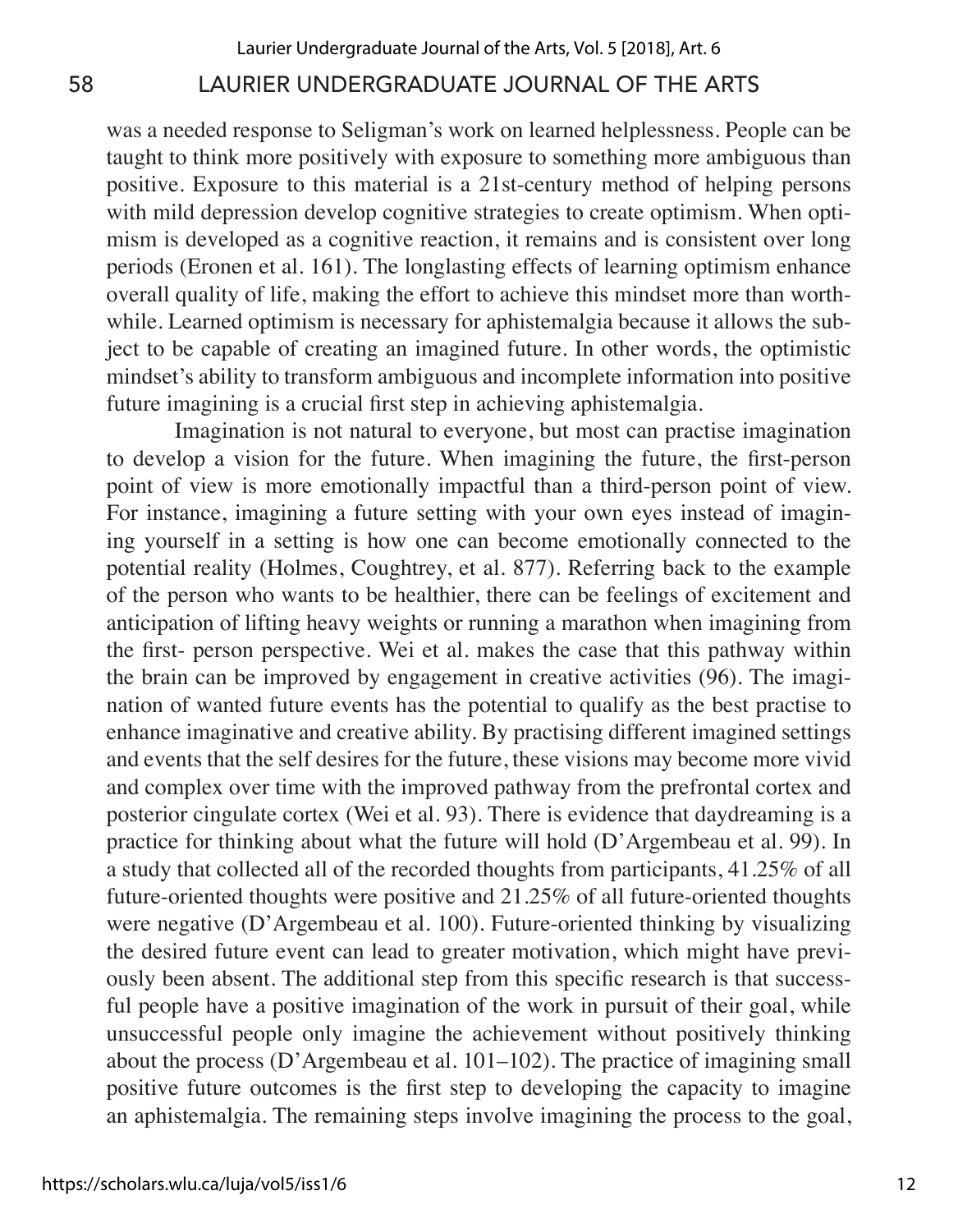was a needed response to Seligman's work on learned helplessness. People can be taught to think more positively with exposure to something more ambiguous than positive. Exposure to this material is a 21st-century method of helping persons with mild depression develop cognitive strategies to create optimism. When optimism is developed as a cognitive reaction, it remains and is consistent over long periods (Eronen et al. 161). The longlasting effects of learning optimism enhance overall quality of life, making the effort to achieve this mindset more than worthwhile. Learned optimism is necessary for aphistemalgia because it allows the subject to be capable of creating an imagined future. In other words, the optimistic mindset's ability to transform ambiguous and incomplete information into positive future imagining is a crucial first step in achieving aphistemalgia.

Imagination is not natural to everyone, but most can practise imagination to develop a vision for the future. When imagining the future, the first-person point of view is more emotionally impactful than a third-person point of view. For instance, imagining a future setting with your own eyes instead of imagining yourself in a setting is how one can become emotionally connected to the potential reality (Holmes, Coughtrey, et al. 877). Referring back to the example of the person who wants to be healthier, there can be feelings of excitement and anticipation of lifting heavy weights or running a marathon when imagining from the first- person perspective. Wei et al. makes the case that this pathway within the brain can be improved by engagement in creative activities (96). The imagination of wanted future events has the potential to qualify as the best practise to enhance imaginative and creative ability. By practising different imagined settings and events that the self desires for the future, these visions may become more vivid and complex over time with the improved pathway from the prefrontal cortex and posterior cingulate cortex (Wei et al. 93). There is evidence that daydreaming is a practice for thinking about what the future will hold (D'Argembeau et al. 99). In a study that collected all of the recorded thoughts from participants, 41.25% of all future-oriented thoughts were positive and 21.25% of all future-oriented thoughts were negative (D'Argembeau et al. 100). Future-oriented thinking by visualizing the desired future event can lead to greater motivation, which might have previously been absent. The additional step from this specific research is that successful people have a positive imagination of the work in pursuit of their goal, while unsuccessful people only imagine the achievement without positively thinking about the process (D'Argembeau et al. 101–102). The practice of imagining small positive future outcomes is the first step to developing the capacity to imagine an aphistemalgia. The remaining steps involve imagining the process to the goal,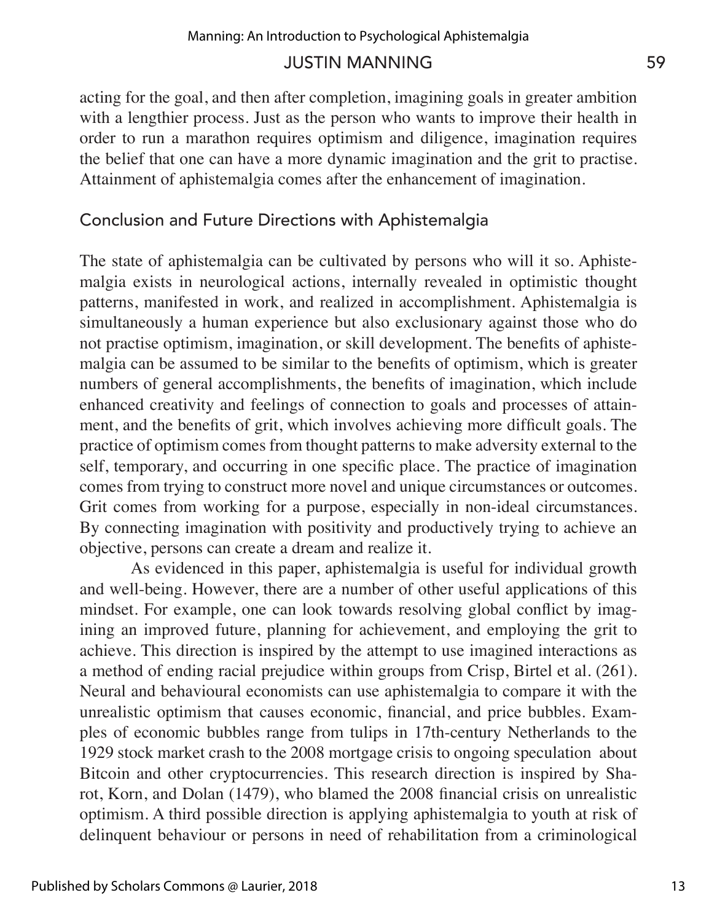acting for the goal, and then after completion, imagining goals in greater ambition with a lengthier process. Just as the person who wants to improve their health in order to run a marathon requires optimism and diligence, imagination requires the belief that one can have a more dynamic imagination and the grit to practise. Attainment of aphistemalgia comes after the enhancement of imagination.

## Conclusion and Future Directions with Aphistemalgia

The state of aphistemalgia can be cultivated by persons who will it so. Aphistemalgia exists in neurological actions, internally revealed in optimistic thought patterns, manifested in work, and realized in accomplishment. Aphistemalgia is simultaneously a human experience but also exclusionary against those who do not practise optimism, imagination, or skill development. The benefits of aphistemalgia can be assumed to be similar to the benefits of optimism, which is greater numbers of general accomplishments, the benefits of imagination, which include enhanced creativity and feelings of connection to goals and processes of attainment, and the benefits of grit, which involves achieving more difficult goals. The practice of optimism comes from thought patterns to make adversity external to the self, temporary, and occurring in one specific place. The practice of imagination comes from trying to construct more novel and unique circumstances or outcomes. Grit comes from working for a purpose, especially in non-ideal circumstances. By connecting imagination with positivity and productively trying to achieve an objective, persons can create a dream and realize it.

As evidenced in this paper, aphistemalgia is useful for individual growth and well-being. However, there are a number of other useful applications of this mindset. For example, one can look towards resolving global conflict by imagining an improved future, planning for achievement, and employing the grit to achieve. This direction is inspired by the attempt to use imagined interactions as a method of ending racial prejudice within groups from Crisp, Birtel et al. (261). Neural and behavioural economists can use aphistemalgia to compare it with the unrealistic optimism that causes economic, financial, and price bubbles. Examples of economic bubbles range from tulips in 17th-century Netherlands to the 1929 stock market crash to the 2008 mortgage crisis to ongoing speculation about Bitcoin and other cryptocurrencies. This research direction is inspired by Sharot, Korn, and Dolan (1479), who blamed the 2008 financial crisis on unrealistic optimism. A third possible direction is applying aphistemalgia to youth at risk of delinquent behaviour or persons in need of rehabilitation from a criminological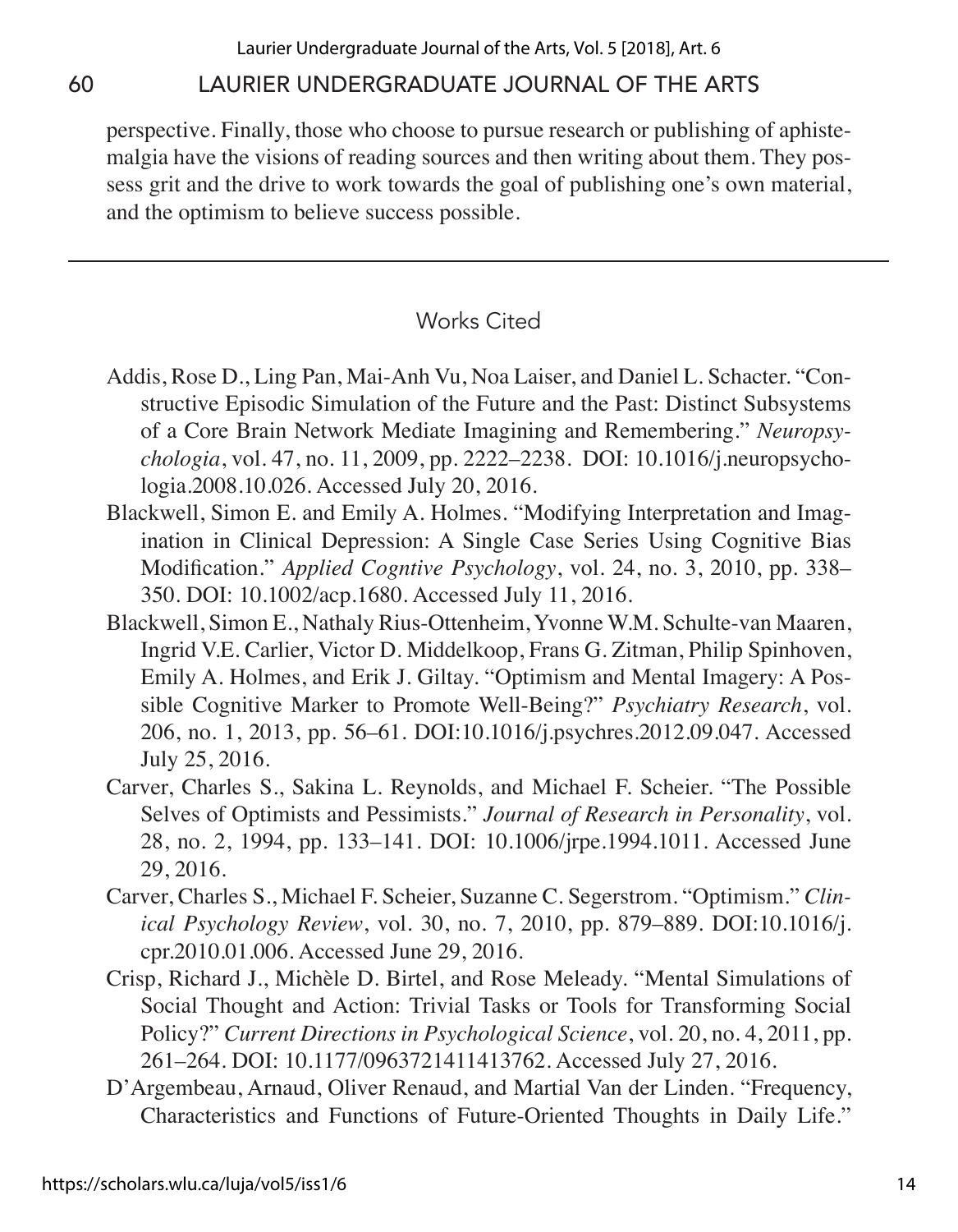perspective. Finally, those who choose to pursue research or publishing of aphistemalgia have the visions of reading sources and then writing about them. They possess grit and the drive to work towards the goal of publishing one's own material, and the optimism to believe success possible.

---

## Works Cited

Addis, Rose D., Ling Pan, Mai-Anh Vu, Noa Laiser, and Daniel L. Schacter. "Constructive Episodic Simulation of the Future and the Past: Distinct Subsystems of a Core Brain Network Mediate Imagining and Remembering." *Neuropsychologia*, vol. 47, no. 11, 2009, pp. 2222–2238. DOI: 10.1016/j.neuropsychologia.2008.10.026. Accessed July 20, 2016.

Blackwell, Simon E. and Emily A. Holmes. "Modifying Interpretation and Imagination in Clinical Depression: A Single Case Series Using Cognitive Bias Modification." *Applied Cogntive Psychology*, vol. 24, no. 3, 2010, pp. 338–350. DOI: 10.1002/acp.1680. Accessed July 11, 2016.

Blackwell, Simon E., Nathaly Rius-Ottenheim, Yvonne W.M. Schulte-van Maaren, Ingrid V.E. Carlier, Victor D. Middelkoop, Frans G. Zitman, Philip Spinhoven, Emily A. Holmes, and Erik J. Giltay. "Optimism and Mental Imagery: A Possible Cognitive Marker to Promote Well-Being?" *Psychiatry Research*, vol. 206, no. 1, 2013, pp. 56–61. DOI:10.1016/j.psychres.2012.09.047. Accessed July 25, 2016.

Carver, Charles S., Sakina L. Reynolds, and Michael F. Scheier. "The Possible Selves of Optimists and Pessimists." *Journal of Research in Personality*, vol. 28, no. 2, 1994, pp. 133–141. DOI: 10.1006/jrpe.1994.1011. Accessed June 29, 2016.

Carver, Charles S., Michael F. Scheier, Suzanne C. Segerstrom. "Optimism." *Clinical Psychology Review*, vol. 30, no. 7, 2010, pp. 879–889. DOI:10.1016/j.cpr.2010.01.006. Accessed June 29, 2016.

Crisp, Richard J., Michèle D. Birtel, and Rose Meleady. "Mental Simulations of Social Thought and Action: Trivial Tasks or Tools for Transforming Social Policy?" *Current Directions in Psychological Science*, vol. 20, no. 4, 2011, pp. 261–264. DOI: 10.1177/0963721411413762. Accessed July 27, 2016.

D'Argembeau, Arnaud, Oliver Renaud, and Martial Van der Linden. "Frequency, Characteristics and Functions of Future-Oriented Thoughts in Daily Life."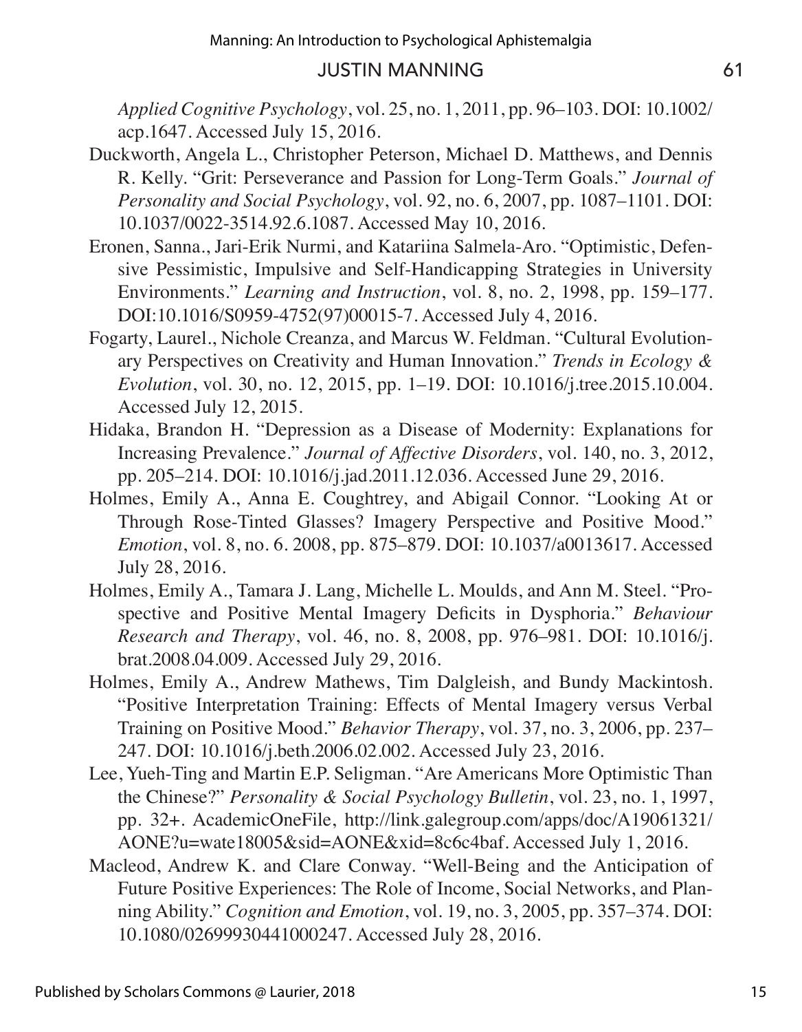*Applied Cognitive Psychology*, vol. 25, no. 1, 2011, pp. 96–103. DOI: 10.1002/acp.1647. Accessed July 15, 2016.

Duckworth, Angela L., Christopher Peterson, Michael D. Matthews, and Dennis R. Kelly. "Grit: Perseverance and Passion for Long-Term Goals." *Journal of Personality and Social Psychology*, vol. 92, no. 6, 2007, pp. 1087–1101. DOI: 10.1037/0022-3514.92.6.1087. Accessed May 10, 2016.

Eronen, Sanna., Jari-Erik Nurmi, and Katariina Salmela-Aro. "Optimistic, Defensive Pessimistic, Impulsive and Self-Handicapping Strategies in University Environments." *Learning and Instruction*, vol. 8, no. 2, 1998, pp. 159–177. DOI:10.1016/S0959-4752(97)00015-7. Accessed July 4, 2016.

Fogarty, Laurel., Nichole Creanza, and Marcus W. Feldman. "Cultural Evolutionary Perspectives on Creativity and Human Innovation." *Trends in Ecology & Evolution*, vol. 30, no. 12, 2015, pp. 1–19. DOI: 10.1016/j.tree.2015.10.004. Accessed July 12, 2015.

Hidaka, Brandon H. "Depression as a Disease of Modernity: Explanations for Increasing Prevalence." *Journal of Affective Disorders*, vol. 140, no. 3, 2012, pp. 205–214. DOI: 10.1016/j.jad.2011.12.036. Accessed June 29, 2016.

Holmes, Emily A., Anna E. Coughtrey, and Abigail Connor. "Looking At or Through Rose-Tinted Glasses? Imagery Perspective and Positive Mood." *Emotion*, vol. 8, no. 6. 2008, pp. 875–879. DOI: 10.1037/a0013617. Accessed July 28, 2016.

Holmes, Emily A., Tamara J. Lang, Michelle L. Moulds, and Ann M. Steel. "Prospective and Positive Mental Imagery Deficits in Dysphoria." *Behaviour Research and Therapy*, vol. 46, no. 8, 2008, pp. 976–981. DOI: 10.1016/j.brat.2008.04.009. Accessed July 29, 2016.

Holmes, Emily A., Andrew Mathews, Tim Dalgleish, and Bundy Mackintosh. "Positive Interpretation Training: Effects of Mental Imagery versus Verbal Training on Positive Mood." *Behavior Therapy*, vol. 37, no. 3, 2006, pp. 237–247. DOI: 10.1016/j.beth.2006.02.002. Accessed July 23, 2016.

Lee, Yueh-Ting and Martin E.P. Seligman. "Are Americans More Optimistic Than the Chinese?" *Personality & Social Psychology Bulletin*, vol. 23, no. 1, 1997, pp. 32+. AcademicOneFile, http://link.galegroup.com/apps/doc/A19061321/AONE?u=wate18005&sid=AONE&xid=8c6c4baf. Accessed July 1, 2016.

Macleod, Andrew K. and Clare Conway. "Well-Being and the Anticipation of Future Positive Experiences: The Role of Income, Social Networks, and Planning Ability." *Cognition and Emotion*, vol. 19, no. 3, 2005, pp. 357–374. DOI: 10.1080/02699930441000247. Accessed July 28, 2016.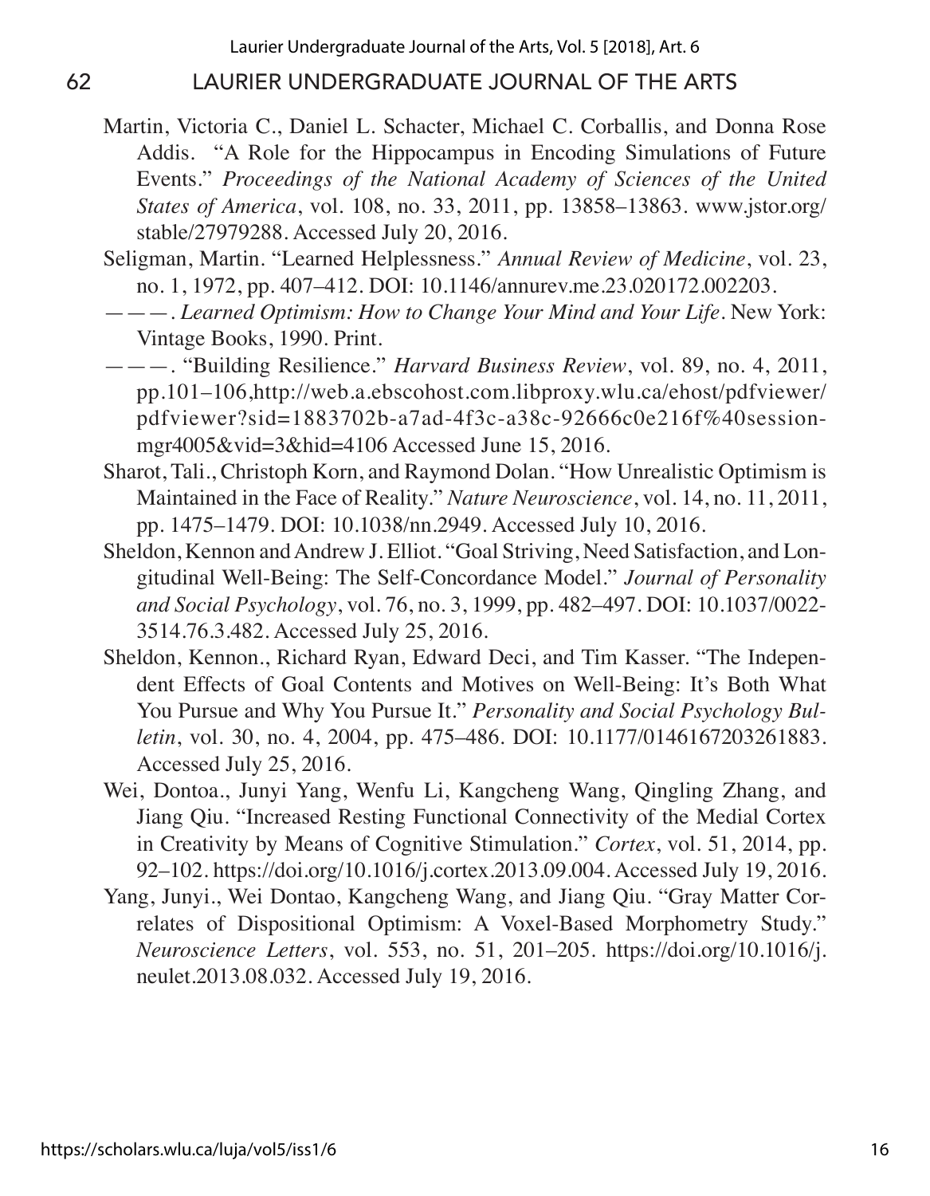Martin, Victoria C., Daniel L. Schacter, Michael C. Corballis, and Donna Rose Addis. "A Role for the Hippocampus in Encoding Simulations of Future Events." *Proceedings of the National Academy of Sciences of the United States of America*, vol. 108, no. 33, 2011, pp. 13858–13863. www.jstor.org/stable/27979288. Accessed July 20, 2016.

Seligman, Martin. "Learned Helplessness." *Annual Review of Medicine*, vol. 23, no. 1, 1972, pp. 407–412. DOI: 10.1146/annurev.me.23.020172.002203.

———. *Learned Optimism: How to Change Your Mind and Your Life*. New York: Vintage Books, 1990. Print.

———. "Building Resilience." *Harvard Business Review*, vol. 89, no. 4, 2011, pp.101–106,http://web.a.ebscohost.com.libproxy.wlu.ca/ehost/pdfviewer/pdfviewer?sid=1883702b-a7ad-4f3c-a38c-92666c0e216f%40sessionmgr4005&vid=3&hid=4106 Accessed June 15, 2016.

Sharot, Tali., Christoph Korn, and Raymond Dolan. "How Unrealistic Optimism is Maintained in the Face of Reality." *Nature Neuroscience*, vol. 14, no. 11, 2011, pp. 1475–1479. DOI: 10.1038/nn.2949. Accessed July 10, 2016.

Sheldon, Kennon and Andrew J. Elliot. "Goal Striving, Need Satisfaction, and Longitudinal Well-Being: The Self-Concordance Model." *Journal of Personality and Social Psychology*, vol. 76, no. 3, 1999, pp. 482–497. DOI: 10.1037/0022-3514.76.3.482. Accessed July 25, 2016.

Sheldon, Kennon., Richard Ryan, Edward Deci, and Tim Kasser. "The Independent Effects of Goal Contents and Motives on Well-Being: It's Both What You Pursue and Why You Pursue It." *Personality and Social Psychology Bulletin*, vol. 30, no. 4, 2004, pp. 475–486. DOI: 10.1177/0146167203261883. Accessed July 25, 2016.

Wei, Dontoa., Junyi Yang, Wenfu Li, Kangcheng Wang, Qingling Zhang, and Jiang Qiu. "Increased Resting Functional Connectivity of the Medial Cortex in Creativity by Means of Cognitive Stimulation." *Cortex*, vol. 51, 2014, pp. 92–102. https://doi.org/10.1016/j.cortex.2013.09.004. Accessed July 19, 2016.

Yang, Junyi., Wei Dontao, Kangcheng Wang, and Jiang Qiu. "Gray Matter Correlates of Dispositional Optimism: A Voxel-Based Morphometry Study." *Neuroscience Letters*, vol. 553, no. 51, 201–205. https://doi.org/10.1016/j.neulet.2013.08.032. Accessed July 19, 2016.